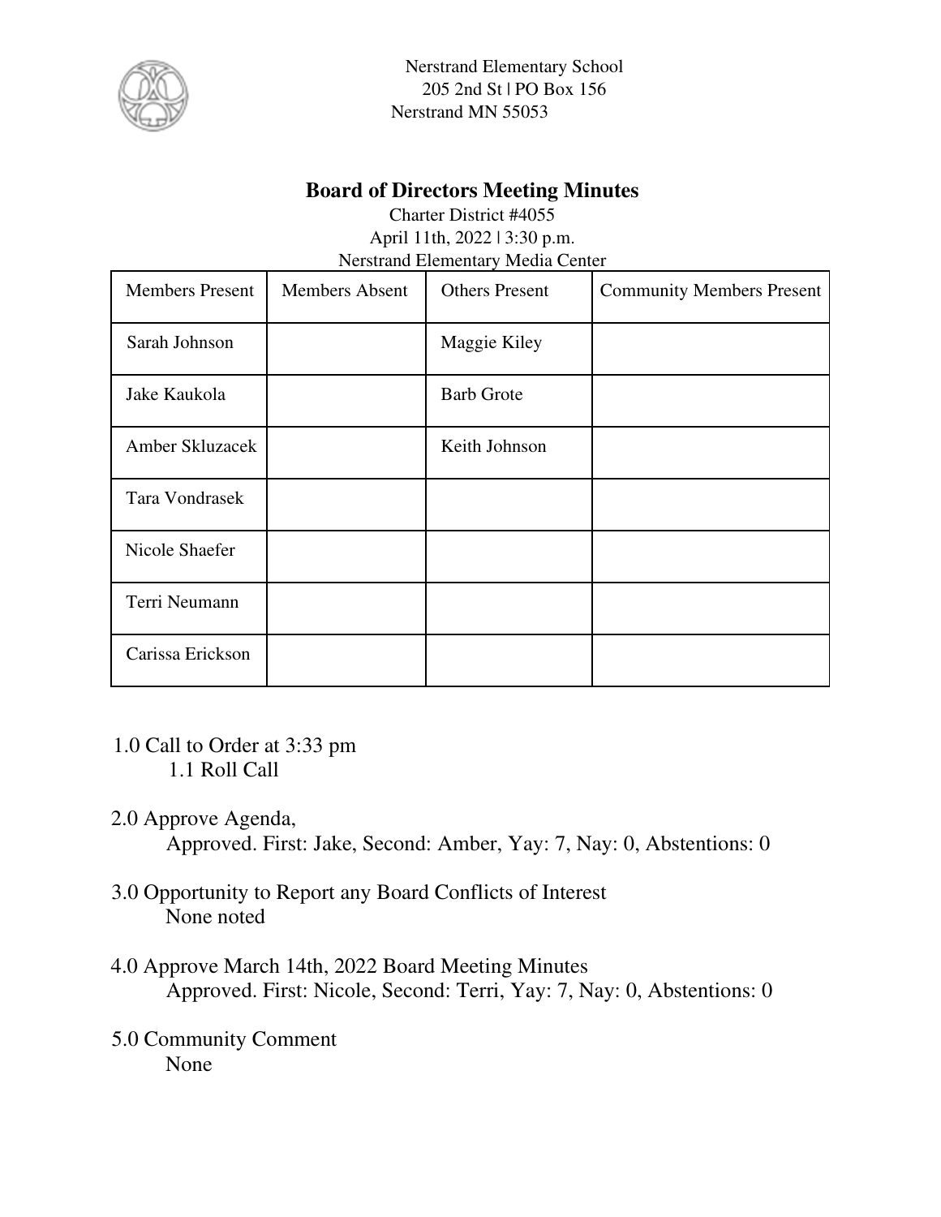Nerstrand Elementary School
205 2nd St | PO Box 156
Nerstrand MN 55053

# Board of Directors Meeting Minutes

Charter District #4055
April 11th, 2022 | 3:30 p.m.
Nerstrand Elementary Media Center

| Members Present | Members Absent | Others Present | Community Members Present |
| --- | --- | --- | --- |
| Sarah Johnson | | Maggie Kiley | |
| Jake Kaukola | | Barb Grote | |
| Amber Skluzacek | | Keith Johnson | |
| Tara Vondrasek | | | |
| Nicole Shaefer | | | |
| Terri Neumann | | | |
| Carissa Erickson | | | |

1.0 Call to Order at 3:33 pm
  1.1 Roll Call

2.0 Approve Agenda,
  Approved. First: Jake, Second: Amber, Yay: 7, Nay: 0, Abstentions: 0

3.0 Opportunity to Report any Board Conflicts of Interest
  None noted

4.0 Approve March 14th, 2022 Board Meeting Minutes
  Approved. First: Nicole, Second: Terri, Yay: 7, Nay: 0, Abstentions: 0

5.0 Community Comment
  None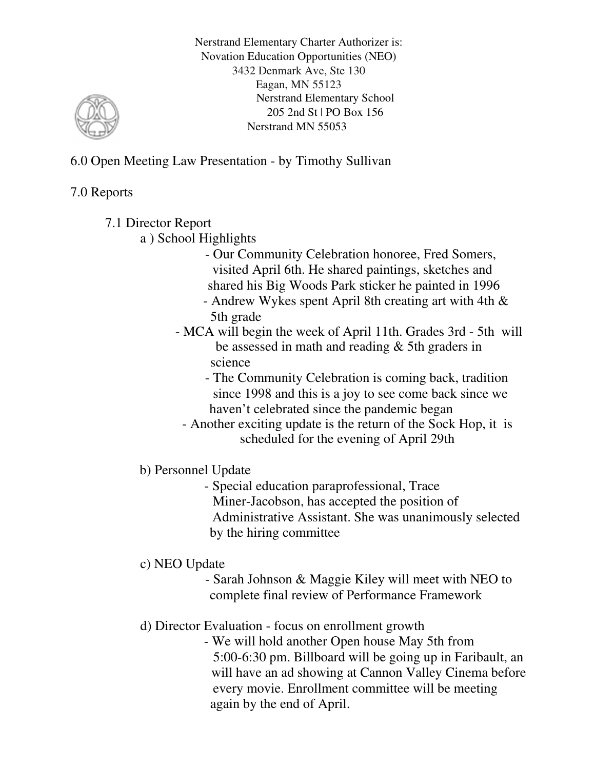Nerstrand Elementary Charter Authorizer is:
Novation Education Opportunities (NEO)
3432 Denmark Ave, Ste 130
Eagan, MN 55123
Nerstrand Elementary School
205 2nd St | PO Box 156
Nerstrand MN 55053

6.0 Open Meeting Law Presentation - by Timothy Sullivan

7.0 Reports

7.1 Director Report

a ) School Highlights

- Our Community Celebration honoree, Fred Somers, visited April 6th. He shared paintings, sketches and shared his Big Woods Park sticker he painted in 1996
- Andrew Wykes spent April 8th creating art with 4th & 5th grade
- MCA will begin the week of April 11th. Grades 3rd - 5th will be assessed in math and reading & 5th graders in science
- The Community Celebration is coming back, tradition since 1998 and this is a joy to see come back since we haven't celebrated since the pandemic began
- Another exciting update is the return of the Sock Hop, it is scheduled for the evening of April 29th

b) Personnel Update

- Special education paraprofessional, Trace Miner-Jacobson, has accepted the position of Administrative Assistant. She was unanimously selected by the hiring committee

c) NEO Update

- Sarah Johnson & Maggie Kiley will meet with NEO to complete final review of Performance Framework

d) Director Evaluation - focus on enrollment growth

- We will hold another Open house May 5th from 5:00-6:30 pm. Billboard will be going up in Faribault, an will have an ad showing at Cannon Valley Cinema before every movie. Enrollment committee will be meeting again by the end of April.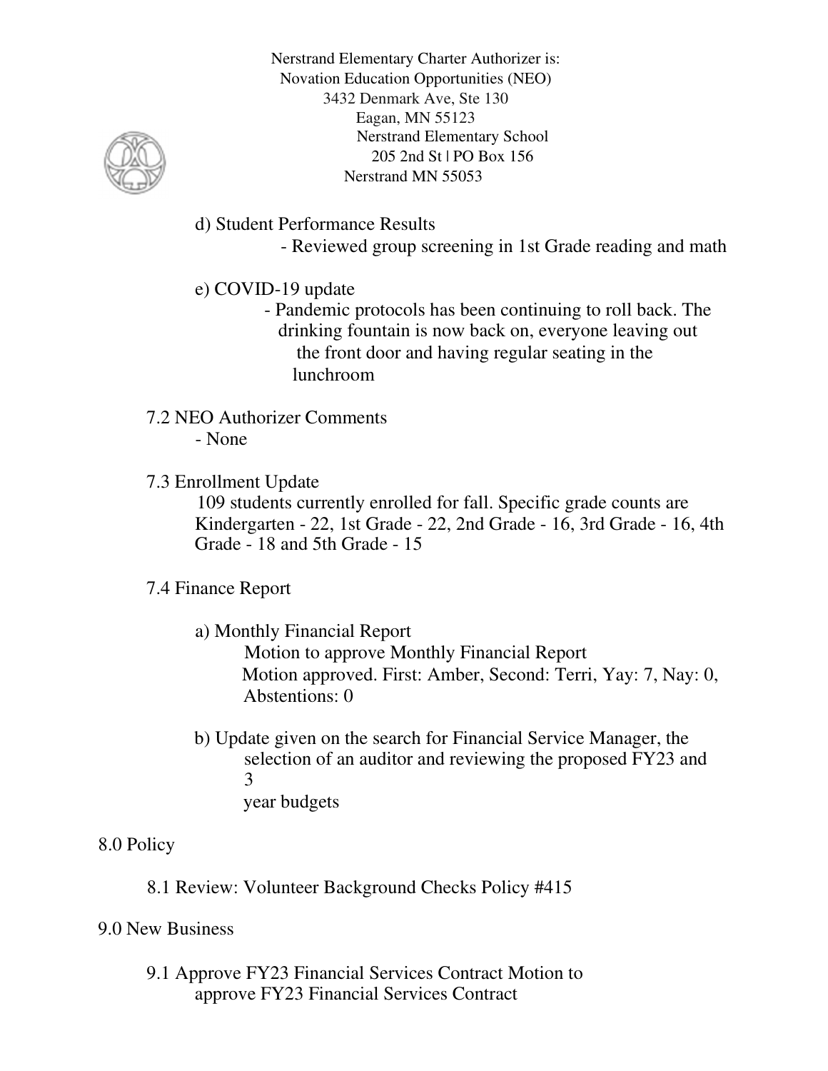Nerstrand Elementary Charter Authorizer is:
Novation Education Opportunities (NEO)
3432 Denmark Ave, Ste 130
Eagan, MN 55123
Nerstrand Elementary School
205 2nd St | PO Box 156
Nerstrand MN 55053

d) Student Performance Results

- Reviewed group screening in 1st Grade reading and math

e) COVID-19 update

- Pandemic protocols has been continuing to roll back. The drinking fountain is now back on, everyone leaving out the front door and having regular seating in the lunchroom

7.2 NEO Authorizer Comments

- None

7.3 Enrollment Update

109 students currently enrolled for fall. Specific grade counts are Kindergarten - 22, 1st Grade - 22, 2nd Grade - 16, 3rd Grade - 16, 4th Grade - 18 and 5th Grade - 15

7.4 Finance Report

a) Monthly Financial Report

Motion to approve Monthly Financial Report
Motion approved. First: Amber, Second: Terri, Yay: 7, Nay: 0, Abstentions: 0

b) Update given on the search for Financial Service Manager, the selection of an auditor and reviewing the proposed FY23 and 3 year budgets

8.0 Policy

8.1 Review: Volunteer Background Checks Policy #415

9.0 New Business

9.1 Approve FY23 Financial Services Contract Motion to approve FY23 Financial Services Contract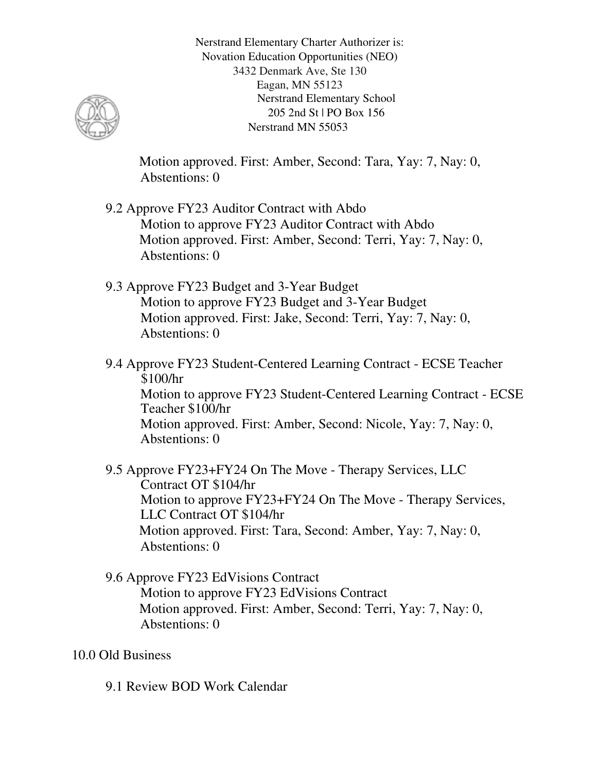Motion approved. First: Amber, Second: Tara, Yay: 7, Nay: 0, Abstentions: 0

9.2 Approve FY23 Auditor Contract with Abdo

Motion to approve FY23 Auditor Contract with Abdo

Motion approved. First: Amber, Second: Terri, Yay: 7, Nay: 0, Abstentions: 0

9.3 Approve FY23 Budget and 3-Year Budget

Motion to approve FY23 Budget and 3-Year Budget

Motion approved. First: Jake, Second: Terri, Yay: 7, Nay: 0, Abstentions: 0

9.4 Approve FY23 Student-Centered Learning Contract - ECSE Teacher $100/hr

Motion to approve FY23 Student-Centered Learning Contract - ECSE Teacher $100/hr

Motion approved. First: Amber, Second: Nicole, Yay: 7, Nay: 0, Abstentions: 0

9.5 Approve FY23+FY24 On The Move - Therapy Services, LLC Contract OT $104/hr

Motion to approve FY23+FY24 On The Move - Therapy Services, LLC Contract OT $104/hr

Motion approved. First: Tara, Second: Amber, Yay: 7, Nay: 0, Abstentions: 0

9.6 Approve FY23 EdVisions Contract

Motion to approve FY23 EdVisions Contract

Motion approved. First: Amber, Second: Terri, Yay: 7, Nay: 0, Abstentions: 0

10.0 Old Business

9.1 Review BOD Work Calendar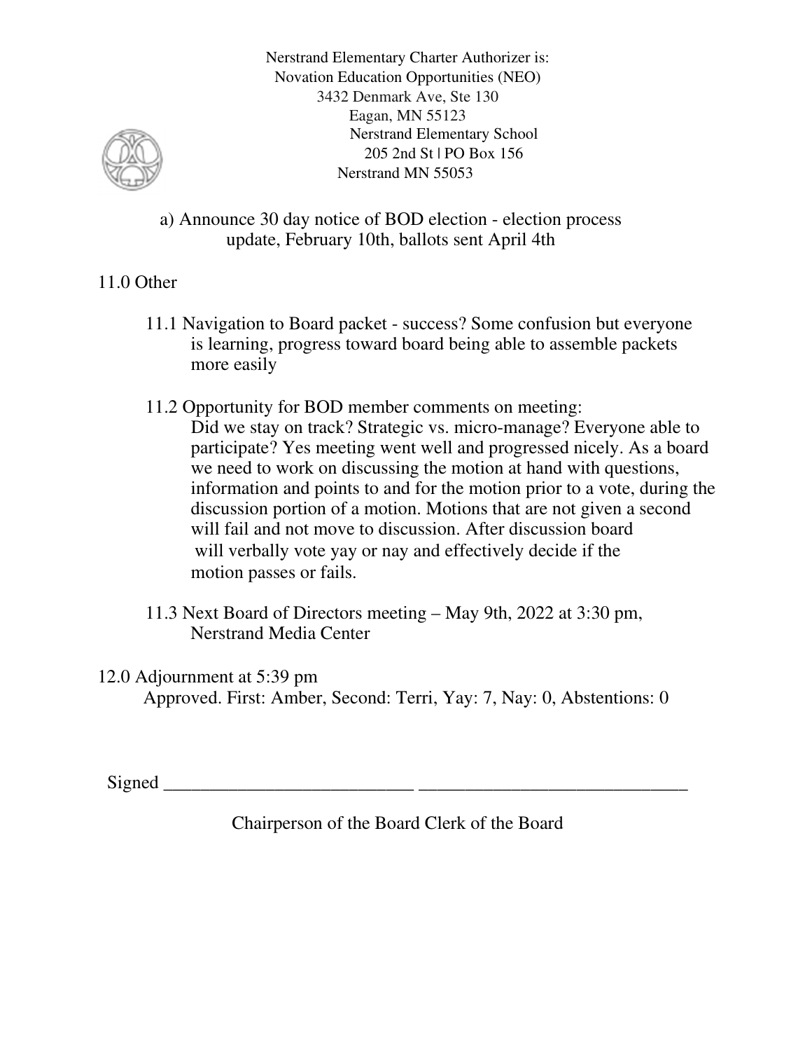Nerstrand Elementary Charter Authorizer is:
Novation Education Opportunities (NEO)
3432 Denmark Ave, Ste 130
Eagan, MN 55123
Nerstrand Elementary School
205 2nd St | PO Box 156
Nerstrand MN 55053

a) Announce 30 day notice of BOD election - election process update, February 10th, ballots sent April 4th

11.0 Other

11.1 Navigation to Board packet - success? Some confusion but everyone is learning, progress toward board being able to assemble packets more easily

11.2 Opportunity for BOD member comments on meeting:
Did we stay on track? Strategic vs. micro-manage? Everyone able to participate? Yes meeting went well and progressed nicely. As a board we need to work on discussing the motion at hand with questions, information and points to and for the motion prior to a vote, during the discussion portion of a motion. Motions that are not given a second will fail and not move to discussion. After discussion board will verbally vote yay or nay and effectively decide if the motion passes or fails.

11.3 Next Board of Directors meeting – May 9th, 2022 at 3:30 pm, Nerstrand Media Center

12.0 Adjournment at 5:39 pm
Approved. First: Amber, Second: Terri, Yay: 7, Nay: 0, Abstentions: 0

Signed ___________________________ ____________________________

Chairperson of the Board Clerk of the Board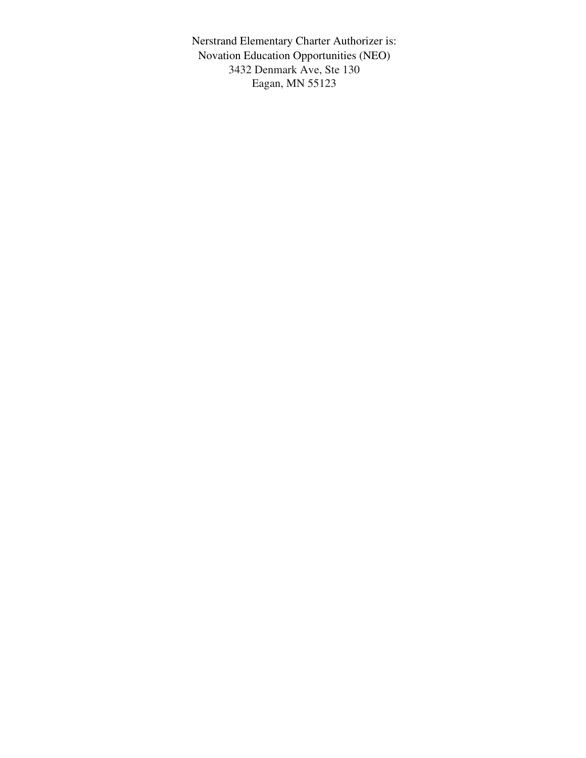Nerstrand Elementary Charter Authorizer is:
Novation Education Opportunities (NEO)
3432 Denmark Ave, Ste 130
Eagan, MN 55123